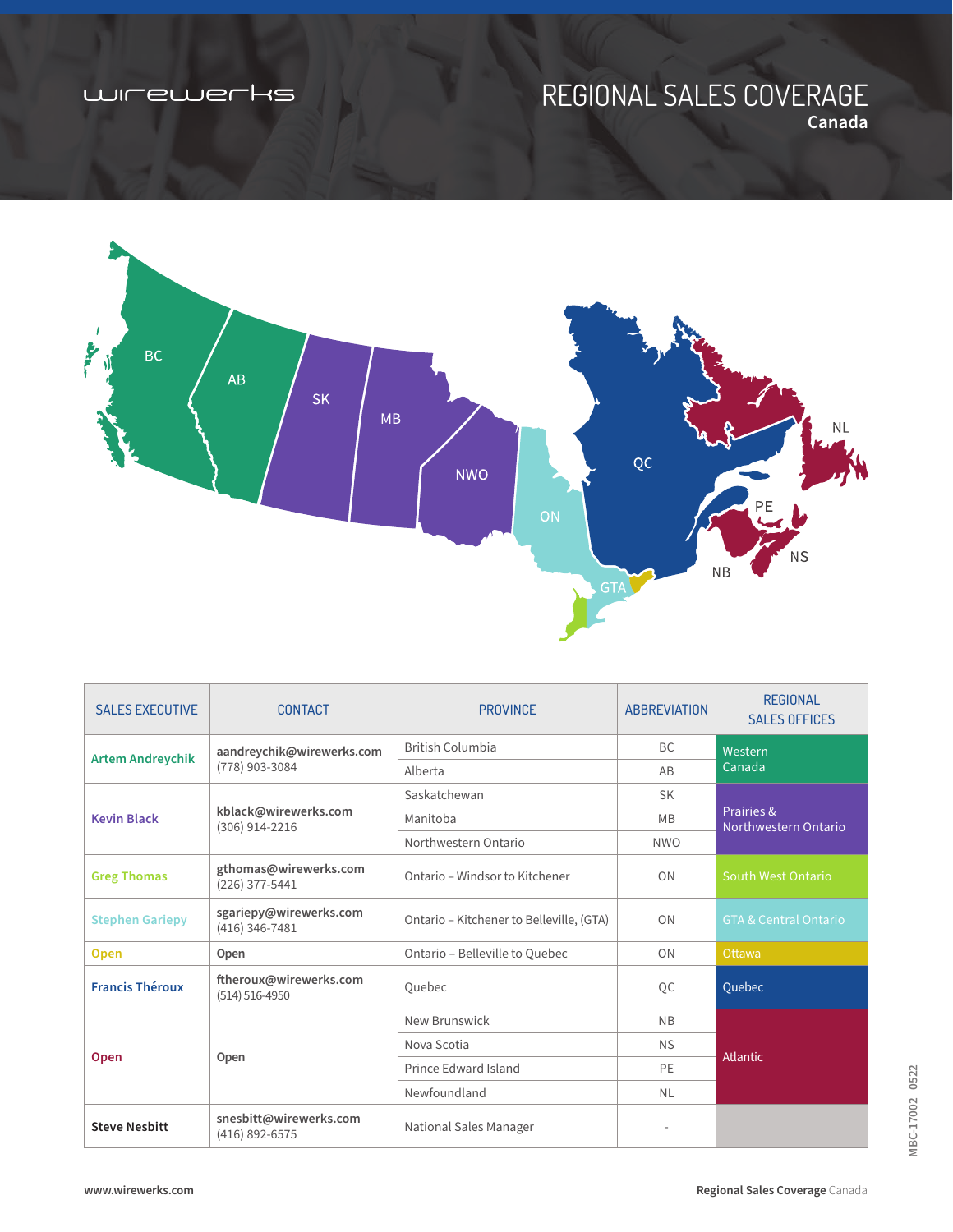wirewerks

# REGIONAL SALES COVERAGE

**Canada**

| SALES EXECUTIVE | CONTACT | PROVINCE | ABBREVIATION | REGIONAL SALES OFFICES |
|---|---|---|---|---|
| **Artem Andreychik** | **aandreychik@wirewerks.com** (778) 903-3084 | British Columbia | BC | Western Canada |
| | | Alberta | AB | |
| **Kevin Black** | **kblack@wirewerks.com** (306) 914-2216 | Saskatchewan | SK | Prairies & Northwestern Ontario |
| | | Manitoba | MB | |
| | | Northwestern Ontario | NWO | |
| **Greg Thomas** | **gthomas@wirewerks.com** (226) 377-5441 | Ontario – Windsor to Kitchener | ON | South West Ontario |
| **Stephen Gariepy** | **sgariepy@wirewerks.com** (416) 346-7481 | Ontario – Kitchener to Belleville, (GTA) | ON | GTA & Central Ontario |
| **Open** | **Open** | Ontario – Belleville to Quebec | ON | Ottawa |
| **Francis Théroux** | **ftheroux@wirewerks.com** (514) 516-4950 | Quebec | QC | Quebec |
| **Open** | **Open** | New Brunswick | NB | Atlantic |
| | | Nova Scotia | NS | |
| | | Prince Edward Island | PE | |
| | | Newfoundland | NL | |
| **Steve Nesbitt** | **snesbitt@wirewerks.com** (416) 892-6575 | National Sales Manager | - | |

MBC-17002 0522

**www.wirewerks.com**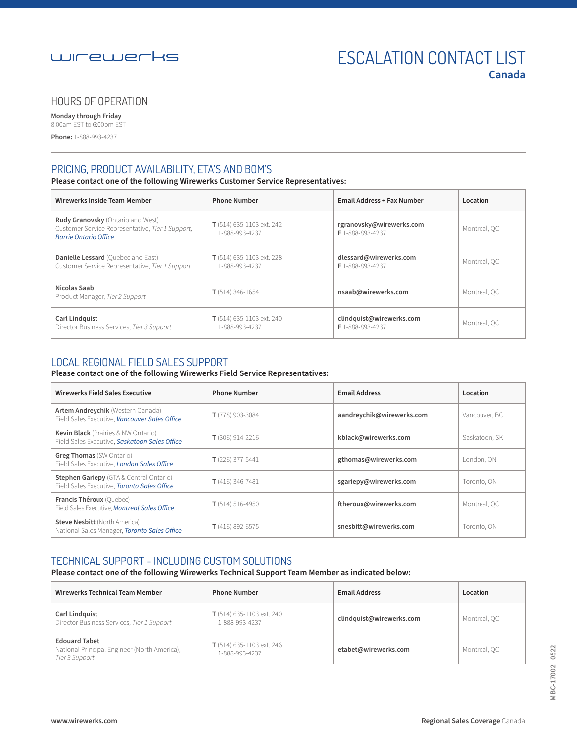wirewerks

# ESCALATION CONTACT LIST

**Canada**

## HOURS OF OPERATION

**Monday through Friday**
8:00am EST to 6:00pm EST

**Phone:** 1-888-993-4237

## PRICING, PRODUCT AVAILABILITY, ETA'S AND BOM'S

**Please contact one of the following Wirewerks Customer Service Representatives:**

| Wirewerks Inside Team Member | Phone Number | Email Address + Fax Number | Location |
|---|---|---|---|
| **Rudy Granovsky** (Ontario and West)<br>Customer Service Representative, *Tier 1 Support*, *Barrie Ontario Office* | **T** (514) 635-1103 ext. 242<br>1-888-993-4237 | **rgranovsky@wirewerks.com**<br>**F** 1-888-893-4237 | Montreal, QC |
| **Danielle Lessard** (Quebec and East)<br>Customer Service Representative, *Tier 1 Support* | **T** (514) 635-1103 ext. 228<br>1-888-993-4237 | **dlessard@wirewerks.com**<br>**F** 1-888-893-4237 | Montreal, QC |
| **Nicolas Saab**<br>Product Manager, *Tier 2 Support* | **T** (514) 346-1654 | **nsaab@wirewerks.com** | Montreal, QC |
| **Carl Lindquist**<br>Director Business Services, *Tier 3 Support* | **T** (514) 635-1103 ext. 240<br>1-888-993-4237 | **clindquist@wirewerks.com**<br>**F** 1-888-893-4237 | Montreal, QC |

## LOCAL REGIONAL FIELD SALES SUPPORT

**Please contact one of the following Wirewerks Field Service Representatives:**

| Wirewerks Field Sales Executive | Phone Number | Email Address | Location |
|---|---|---|---|
| **Artem Andreychik** (Western Canada)<br>Field Sales Executive, *Vancouver Sales Office* | **T** (778) 903-3084 | **aandreychik@wirewerks.com** | Vancouver, BC |
| **Kevin Black** (Prairies & NW Ontario)<br>Field Sales Executive, *Saskatoon Sales Office* | **T** (306) 914-2216 | **kblack@wirewerks.com** | Saskatoon, SK |
| **Greg Thomas** (SW Ontario)<br>Field Sales Executive, *London Sales Office* | **T** (226) 377-5441 | **gthomas@wirewerks.com** | London, ON |
| **Stephen Gariepy** (GTA & Central Ontario)<br>Field Sales Executive, *Toronto Sales Office* | **T** (416) 346-7481 | **sgariepy@wirewerks.com** | Toronto, ON |
| **Francis Théroux** (Quebec)<br>Field Sales Executive, *Montreal Sales Office* | **T** (514) 516-4950 | **ftheroux@wirewerks.com** | Montreal, QC |
| **Steve Nesbitt** (North America)<br>National Sales Manager, *Toronto Sales Office* | **T** (416) 892-6575 | **snesbitt@wirewerks.com** | Toronto, ON |

## TECHNICAL SUPPORT - INCLUDING CUSTOM SOLUTIONS

**Please contact one of the following Wirewerks Technical Support Team Member as indicated below:**

| Wirewerks Technical Team Member | Phone Number | Email Address | Location |
|---|---|---|---|
| **Carl Lindquist**<br>Director Business Services, *Tier 1 Support* | **T** (514) 635-1103 ext. 240<br>1-888-993-4237 | **clindquist@wirewerks.com** | Montreal, QC |
| **Edouard Tabet**<br>National Principal Engineer (North America), *Tier 3 Support* | **T** (514) 635-1103 ext. 246<br>1-888-993-4237 | **etabet@wirewerks.com** | Montreal, QC |

MBC-17002 0522

**www.wirewerks.com**

**Regional Sales Coverage** Canada